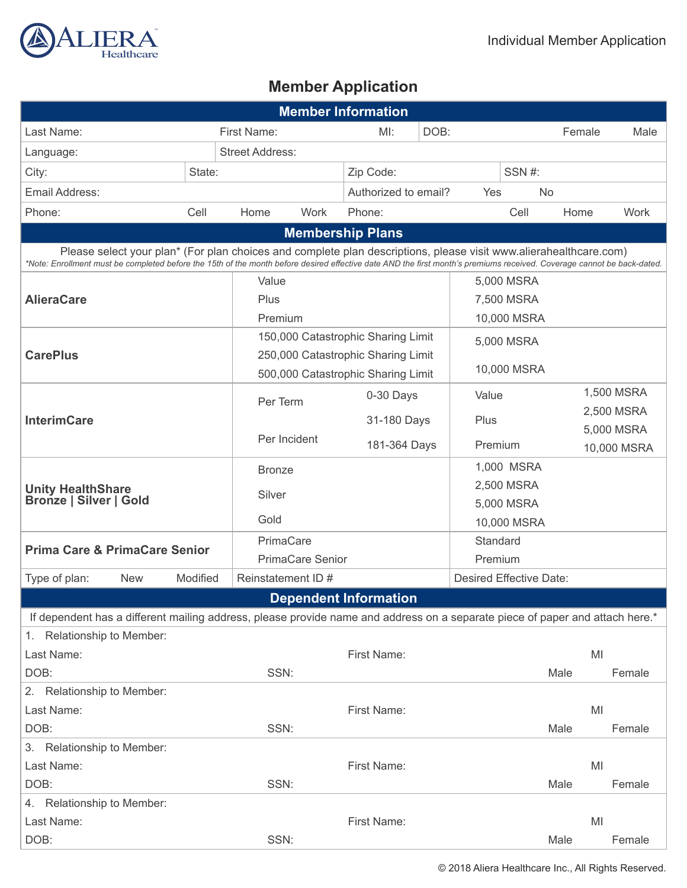ALIERA Healthcare

Individual Member Application

# Member Application

## Member Information

| | | | | |
|---|---|---|---|---|
| Last Name: | First Name: | MI: | DOB: | Female Male |
| Language: | Street Address: | | | |
| City: | State: | Zip Code: | SSN #: | |
| Email Address: | | Authorized to email? Yes No | | |
| Phone: Cell Home Work | | Phone: Cell Home Work | | |

## Membership Plans

Please select your plan* (For plan choices and complete plan descriptions, please visit www.alierahealthcare.com)

*\*Note: Enrollment must be completed before the 15th of the month before desired effective date AND the first month's premiums received. Coverage cannot be back-dated.*

| Plan | Options | | | MSRA |
|---|---|---|---|---|
| **AlieraCare** | Value<br>Plus<br>Premium | | 5,000 MSRA<br>7,500 MSRA<br>10,000 MSRA | |
| **CarePlus** | 150,000 Catastrophic Sharing Limit<br>250,000 Catastrophic Sharing Limit<br>500,000 Catastrophic Sharing Limit | | 5,000 MSRA<br>10,000 MSRA | |
| **InterimCare** | Per Term<br>Per Incident | 0-30 Days<br>31-180 Days<br>181-364 Days | Value<br>Plus<br>Premium | 1,500 MSRA<br>2,500 MSRA<br>5,000 MSRA<br>10,000 MSRA |
| **Unity HealthShare Bronze \| Silver \| Gold** | Bronze<br>Silver<br>Gold | | 1,000 MSRA<br>2,500 MSRA<br>5,000 MSRA<br>10,000 MSRA | |
| **Prima Care & PrimaCare Senior** | PrimaCare<br>PrimaCare Senior | | Standard<br>Premium | |
| Type of plan: New Modified | Reinstatement ID # | | Desired Effective Date: | |

## Dependent Information

If dependent has a different mailing address, please provide name and address on a separate piece of paper and attach here.*

1. Relationship to Member:

Last Name: First Name: MI

DOB: SSN: Male Female

2. Relationship to Member:

Last Name: First Name: MI

DOB: SSN: Male Female

3. Relationship to Member:

Last Name: First Name: MI

DOB: SSN: Male Female

4. Relationship to Member:

Last Name: First Name: MI

DOB: SSN: Male Female

© 2018 Aliera Healthcare Inc., All Rights Reserved.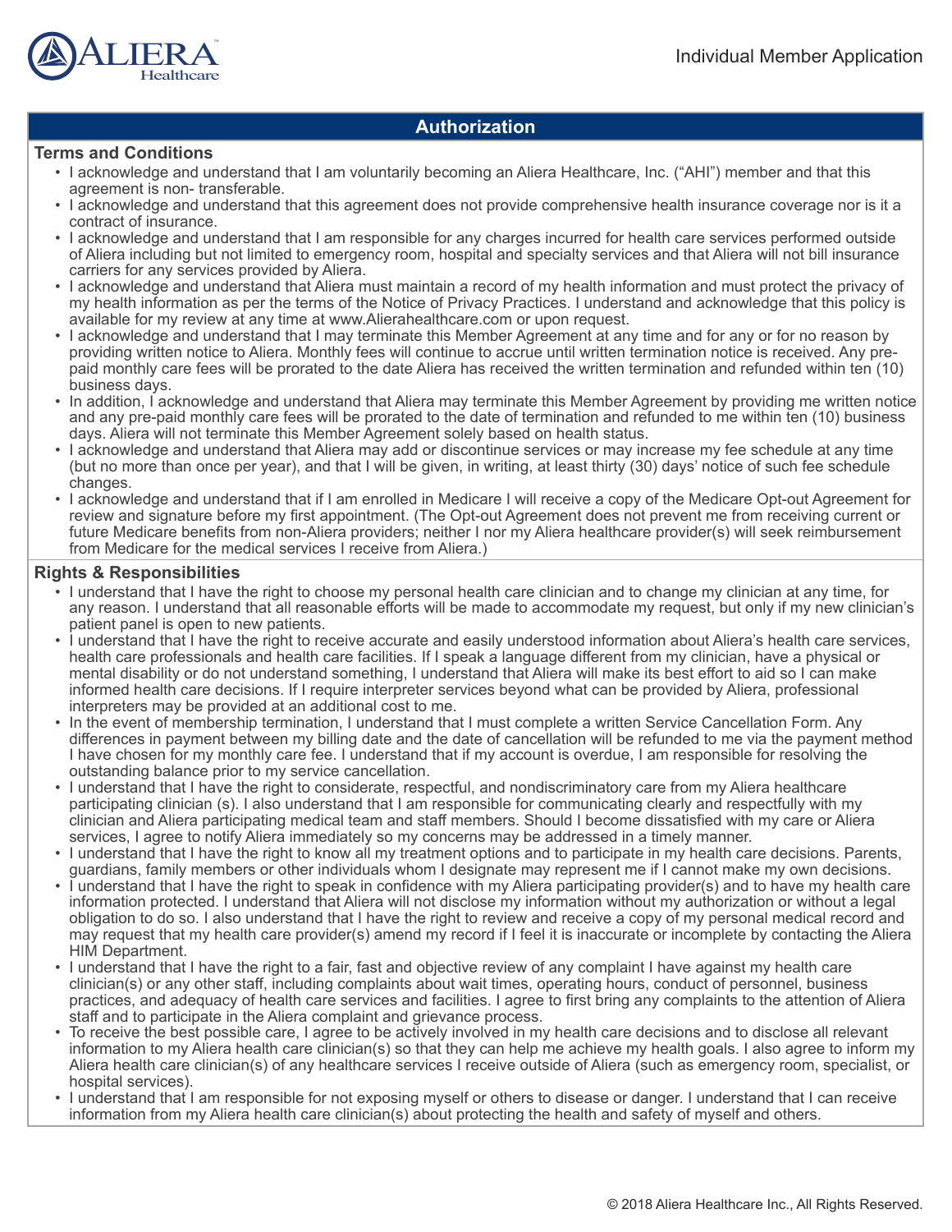## Authorization

### Terms and Conditions

- I acknowledge and understand that I am voluntarily becoming an Aliera Healthcare, Inc. ("AHI") member and that this agreement is non- transferable.
- I acknowledge and understand that this agreement does not provide comprehensive health insurance coverage nor is it a contract of insurance.
- I acknowledge and understand that I am responsible for any charges incurred for health care services performed outside of Aliera including but not limited to emergency room, hospital and specialty services and that Aliera will not bill insurance carriers for any services provided by Aliera.
- I acknowledge and understand that Aliera must maintain a record of my health information and must protect the privacy of my health information as per the terms of the Notice of Privacy Practices. I understand and acknowledge that this policy is available for my review at any time at www.Alierahealthcare.com or upon request.
- I acknowledge and understand that I may terminate this Member Agreement at any time and for any or for no reason by providing written notice to Aliera. Monthly fees will continue to accrue until written termination notice is received. Any pre-paid monthly care fees will be prorated to the date Aliera has received the written termination and refunded within ten (10) business days.
- In addition, I acknowledge and understand that Aliera may terminate this Member Agreement by providing me written notice and any pre-paid monthly care fees will be prorated to the date of termination and refunded to me within ten (10) business days. Aliera will not terminate this Member Agreement solely based on health status.
- I acknowledge and understand that Aliera may add or discontinue services or may increase my fee schedule at any time (but no more than once per year), and that I will be given, in writing, at least thirty (30) days' notice of such fee schedule changes.
- I acknowledge and understand that if I am enrolled in Medicare I will receive a copy of the Medicare Opt-out Agreement for review and signature before my first appointment. (The Opt-out Agreement does not prevent me from receiving current or future Medicare benefits from non-Aliera providers; neither I nor my Aliera healthcare provider(s) will seek reimbursement from Medicare for the medical services I receive from Aliera.)

### Rights & Responsibilities

- I understand that I have the right to choose my personal health care clinician and to change my clinician at any time, for any reason. I understand that all reasonable efforts will be made to accommodate my request, but only if my new clinician's patient panel is open to new patients.
- I understand that I have the right to receive accurate and easily understood information about Aliera's health care services, health care professionals and health care facilities. If I speak a language different from my clinician, have a physical or mental disability or do not understand something, I understand that Aliera will make its best effort to aid so I can make informed health care decisions. If I require interpreter services beyond what can be provided by Aliera, professional interpreters may be provided at an additional cost to me.
- In the event of membership termination, I understand that I must complete a written Service Cancellation Form. Any differences in payment between my billing date and the date of cancellation will be refunded to me via the payment method I have chosen for my monthly care fee. I understand that if my account is overdue, I am responsible for resolving the outstanding balance prior to my service cancellation.
- I understand that I have the right to considerate, respectful, and nondiscriminatory care from my Aliera healthcare participating clinician (s). I also understand that I am responsible for communicating clearly and respectfully with my clinician and Aliera participating medical team and staff members. Should I become dissatisfied with my care or Aliera services, I agree to notify Aliera immediately so my concerns may be addressed in a timely manner.
- I understand that I have the right to know all my treatment options and to participate in my health care decisions. Parents, guardians, family members or other individuals whom I designate may represent me if I cannot make my own decisions.
- I understand that I have the right to speak in confidence with my Aliera participating provider(s) and to have my health care information protected. I understand that Aliera will not disclose my information without my authorization or without a legal obligation to do so. I also understand that I have the right to review and receive a copy of my personal medical record and may request that my health care provider(s) amend my record if I feel it is inaccurate or incomplete by contacting the Aliera HIM Department.
- I understand that I have the right to a fair, fast and objective review of any complaint I have against my health care clinician(s) or any other staff, including complaints about wait times, operating hours, conduct of personnel, business practices, and adequacy of health care services and facilities. I agree to first bring any complaints to the attention of Aliera staff and to participate in the Aliera complaint and grievance process.
- To receive the best possible care, I agree to be actively involved in my health care decisions and to disclose all relevant information to my Aliera health care clinician(s) so that they can help me achieve my health goals. I also agree to inform my Aliera health care clinician(s) of any healthcare services I receive outside of Aliera (such as emergency room, specialist, or hospital services).
- I understand that I am responsible for not exposing myself or others to disease or danger. I understand that I can receive information from my Aliera health care clinician(s) about protecting the health and safety of myself and others.

© 2018 Aliera Healthcare Inc., All Rights Reserved.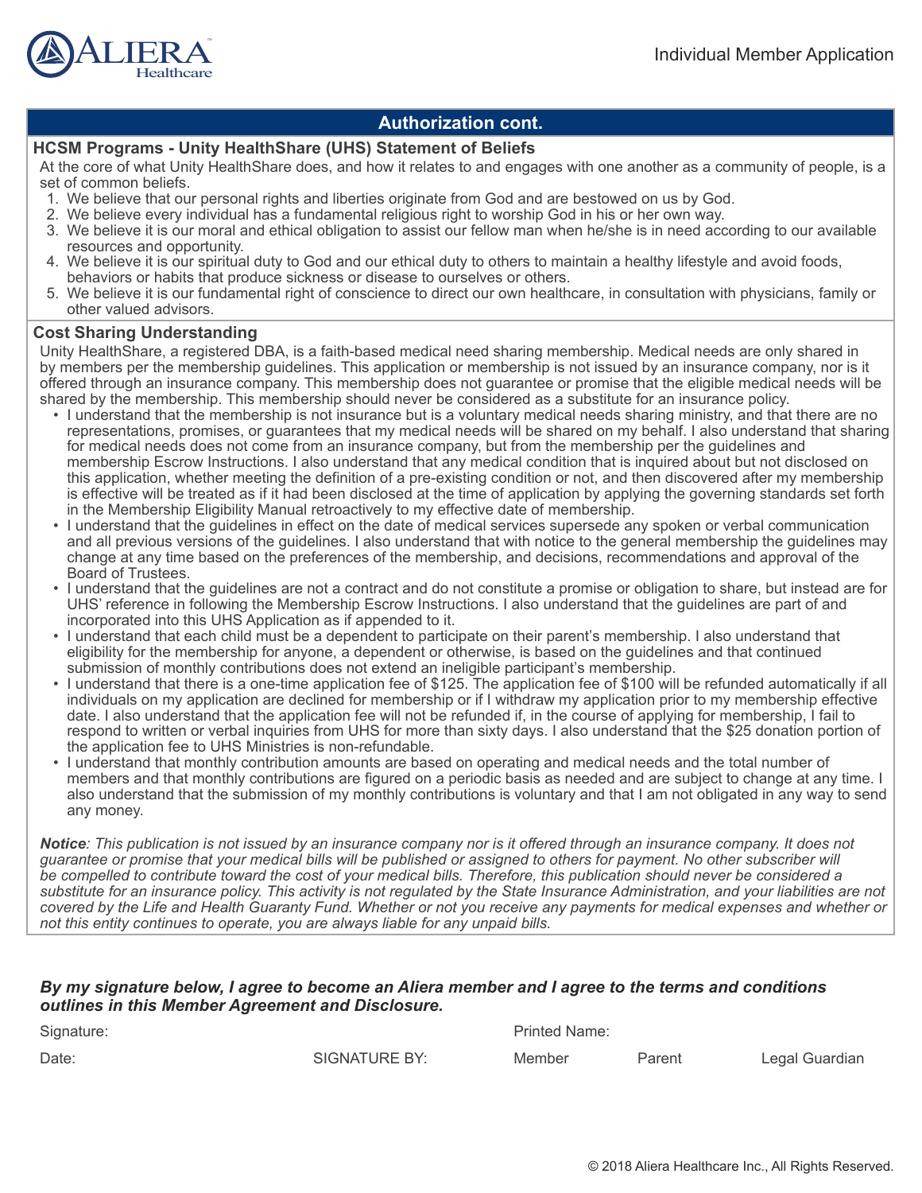## Authorization cont.

### HCSM Programs - Unity HealthShare (UHS) Statement of Beliefs

At the core of what Unity HealthShare does, and how it relates to and engages with one another as a community of people, is a set of common beliefs.

1. We believe that our personal rights and liberties originate from God and are bestowed on us by God.
2. We believe every individual has a fundamental religious right to worship God in his or her own way.
3. We believe it is our moral and ethical obligation to assist our fellow man when he/she is in need according to our available resources and opportunity.
4. We believe it is our spiritual duty to God and our ethical duty to others to maintain a healthy lifestyle and avoid foods, behaviors or habits that produce sickness or disease to ourselves or others.
5. We believe it is our fundamental right of conscience to direct our own healthcare, in consultation with physicians, family or other valued advisors.

### Cost Sharing Understanding

Unity HealthShare, a registered DBA, is a faith-based medical need sharing membership. Medical needs are only shared in by members per the membership guidelines. This application or membership is not issued by an insurance company, nor is it offered through an insurance company. This membership does not guarantee or promise that the eligible medical needs will be shared by the membership. This membership should never be considered as a substitute for an insurance policy.

- I understand that the membership is not insurance but is a voluntary medical needs sharing ministry, and that there are no representations, promises, or guarantees that my medical needs will be shared on my behalf. I also understand that sharing for medical needs does not come from an insurance company, but from the membership per the guidelines and membership Escrow Instructions. I also understand that any medical condition that is inquired about but not disclosed on this application, whether meeting the definition of a pre-existing condition or not, and then discovered after my membership is effective will be treated as if it had been disclosed at the time of application by applying the governing standards set forth in the Membership Eligibility Manual retroactively to my effective date of membership.
- I understand that the guidelines in effect on the date of medical services supersede any spoken or verbal communication and all previous versions of the guidelines. I also understand that with notice to the general membership the guidelines may change at any time based on the preferences of the membership, and decisions, recommendations and approval of the Board of Trustees.
- I understand that the guidelines are not a contract and do not constitute a promise or obligation to share, but instead are for UHS' reference in following the Membership Escrow Instructions. I also understand that the guidelines are part of and incorporated into this UHS Application as if appended to it.
- I understand that each child must be a dependent to participate on their parent's membership. I also understand that eligibility for the membership for anyone, a dependent or otherwise, is based on the guidelines and that continued submission of monthly contributions does not extend an ineligible participant's membership.
- I understand that there is a one-time application fee of $125. The application fee of $100 will be refunded automatically if all individuals on my application are declined for membership or if I withdraw my application prior to my membership effective date. I also understand that the application fee will not be refunded if, in the course of applying for membership, I fail to respond to written or verbal inquiries from UHS for more than sixty days. I also understand that the $25 donation portion of the application fee to UHS Ministries is non-refundable.
- I understand that monthly contribution amounts are based on operating and medical needs and the total number of members and that monthly contributions are figured on a periodic basis as needed and are subject to change at any time. I also understand that the submission of my monthly contributions is voluntary and that I am not obligated in any way to send any money.

***Notice**: This publication is not issued by an insurance company nor is it offered through an insurance company. It does not guarantee or promise that your medical bills will be published or assigned to others for payment. No other subscriber will be compelled to contribute toward the cost of your medical bills. Therefore, this publication should never be considered a substitute for an insurance policy. This activity is not regulated by the State Insurance Administration, and your liabilities are not covered by the Life and Health Guaranty Fund. Whether or not you receive any payments for medical expenses and whether or not this entity continues to operate, you are always liable for any unpaid bills.*

***By my signature below, I agree to become an Aliera member and I agree to the terms and conditions outlines in this Member Agreement and Disclosure.***

Signature: Printed Name:

Date: SIGNATURE BY: Member Parent Legal Guardian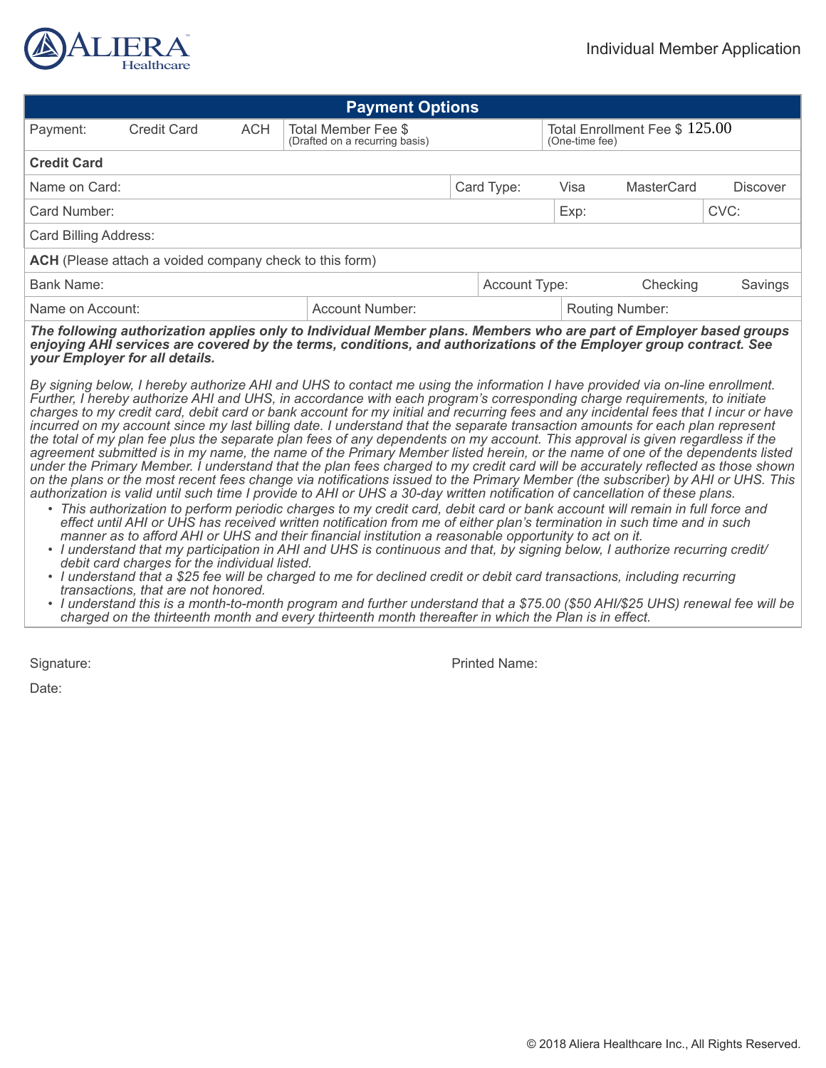Individual Member Application

## Payment Options

| Payment: | Credit Card | ACH | Total Member Fee $ (Drafted on a recurring basis) | Total Enrollment Fee $ 125.00 (One-time fee) |
|---|---|---|---|---|

**Credit Card**

| Name on Card: | Card Type: | Visa | MasterCard | Discover |
|---|---|---|---|---|
| Card Number: | Exp: | | CVC: | |
| Card Billing Address: | | | | |

**ACH** (Please attach a voided company check to this form)

| Bank Name: | | Account Type: | Checking | Savings |
|---|---|---|---|---|
| Name on Account: | Account Number: | Routing Number: | | |

***The following authorization applies only to Individual Member plans. Members who are part of Employer based groups enjoying AHI services are covered by the terms, conditions, and authorizations of the Employer group contract. See your Employer for all details.***

*By signing below, I hereby authorize AHI and UHS to contact me using the information I have provided via on-line enrollment. Further, I hereby authorize AHI and UHS, in accordance with each program's corresponding charge requirements, to initiate charges to my credit card, debit card or bank account for my initial and recurring fees and any incidental fees that I incur or have incurred on my account since my last billing date. I understand that the separate transaction amounts for each plan represent the total of my plan fee plus the separate plan fees of any dependents on my account. This approval is given regardless if the agreement submitted is in my name, the name of the Primary Member listed herein, or the name of one of the dependents listed under the Primary Member. I understand that the plan fees charged to my credit card will be accurately reflected as those shown on the plans or the most recent fees change via notifications issued to the Primary Member (the subscriber) by AHI or UHS. This authorization is valid until such time I provide to AHI or UHS a 30-day written notification of cancellation of these plans.*

- *This authorization to perform periodic charges to my credit card, debit card or bank account will remain in full force and effect until AHI or UHS has received written notification from me of either plan's termination in such time and in such manner as to afford AHI or UHS and their financial institution a reasonable opportunity to act on it.*
- *I understand that my participation in AHI and UHS is continuous and that, by signing below, I authorize recurring credit/debit card charges for the individual listed.*
- *I understand that a $25 fee will be charged to me for declined credit or debit card transactions, including recurring transactions, that are not honored.*
- *I understand this is a month-to-month program and further understand that a $75.00 ($50 AHI/$25 UHS) renewal fee will be charged on the thirteenth month and every thirteenth month thereafter in which the Plan is in effect.*

Signature: Printed Name:

Date:

© 2018 Aliera Healthcare Inc., All Rights Reserved.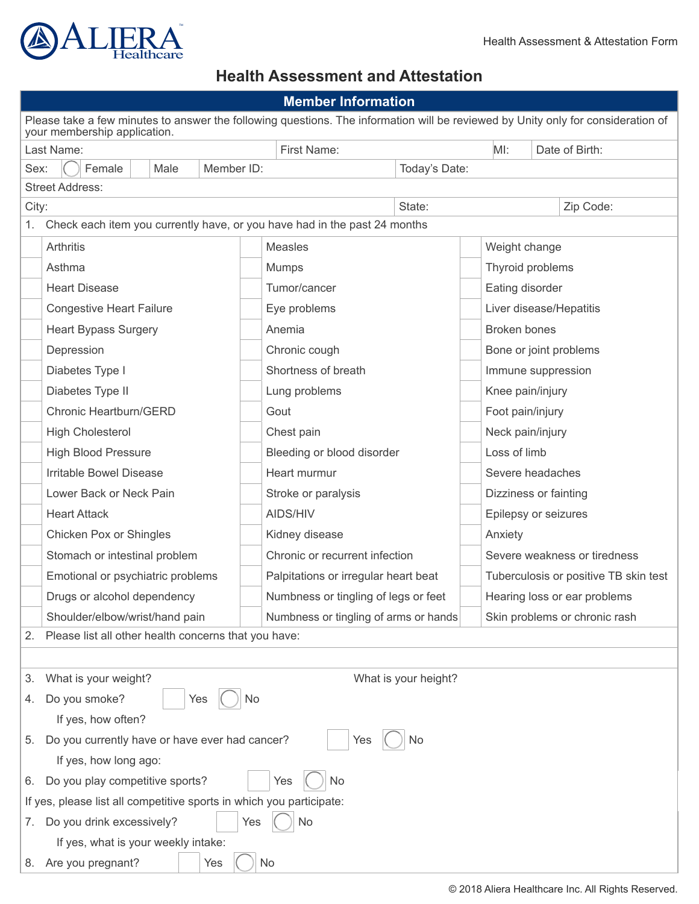Health Assessment & Attestation Form

# Health Assessment and Attestation

## Member Information

Please take a few minutes to answer the following questions. The information will be reviewed by Unity only for consideration of your membership application.

| Last Name: | First Name: | MI: | Date of Birth: |
|---|---|---|---|

Sex: ◯ Female ☐ Male | Member ID: | Today's Date:

Street Address:

| City: | State: | Zip Code: |
|---|---|---|

1. Check each item you currently have, or you have had in the past 24 months

| | | |
|---|---|---|
| ☐ Arthritis | ☐ Measles | ☐ Weight change |
| ☐ Asthma | ☐ Mumps | ☐ Thyroid problems |
| ☐ Heart Disease | ☐ Tumor/cancer | ☐ Eating disorder |
| ☐ Congestive Heart Failure | ☐ Eye problems | ☐ Liver disease/Hepatitis |
| ☐ Heart Bypass Surgery | ☐ Anemia | ☐ Broken bones |
| ☐ Depression | ☐ Chronic cough | ☐ Bone or joint problems |
| ☐ Diabetes Type I | ☐ Shortness of breath | ☐ Immune suppression |
| ☐ Diabetes Type II | ☐ Lung problems | ☐ Knee pain/injury |
| ☐ Chronic Heartburn/GERD | ☐ Gout | ☐ Foot pain/injury |
| ☐ High Cholesterol | ☐ Chest pain | ☐ Neck pain/injury |
| ☐ High Blood Pressure | ☐ Bleeding or blood disorder | ☐ Loss of limb |
| ☐ Irritable Bowel Disease | ☐ Heart murmur | ☐ Severe headaches |
| ☐ Lower Back or Neck Pain | ☐ Stroke or paralysis | ☐ Dizziness or fainting |
| ☐ Heart Attack | ☐ AIDS/HIV | ☐ Epilepsy or seizures |
| ☐ Chicken Pox or Shingles | ☐ Kidney disease | ☐ Anxiety |
| ☐ Stomach or intestinal problem | ☐ Chronic or recurrent infection | ☐ Severe weakness or tiredness |
| ☐ Emotional or psychiatric problems | ☐ Palpitations or irregular heart beat | ☐ Tuberculosis or positive TB skin test |
| ☐ Drugs or alcohol dependency | ☐ Numbness or tingling of legs or feet | ☐ Hearing loss or ear problems |
| ☐ Shoulder/elbow/wrist/hand pain | ☐ Numbness or tingling of arms or hands | ☐ Skin problems or chronic rash |

2. Please list all other health concerns that you have:

3. What is your weight? What is your height?

4. Do you smoke? ☐ Yes ◯ No

   If yes, how often?

5. Do you currently have or have ever had cancer? ☐ Yes ◯ No

   If yes, how long ago:

6. Do you play competitive sports? ☐ Yes ◯ No

If yes, please list all competitive sports in which you participate:

7. Do you drink excessively? ☐ Yes ◯ No

   If yes, what is your weekly intake:

8. Are you pregnant? ☐ Yes ◯ No

© 2018 Aliera Healthcare Inc. All Rights Reserved.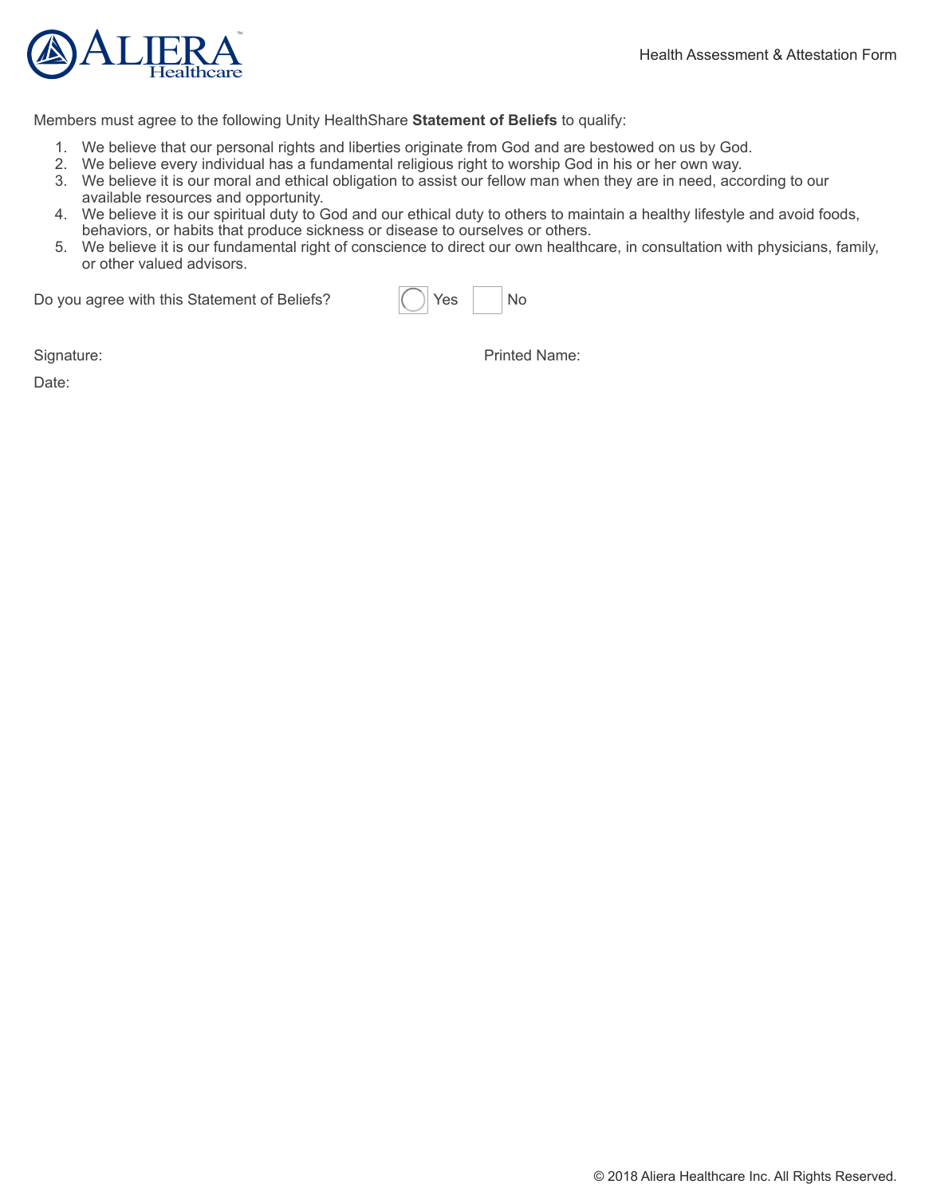Members must agree to the following Unity HealthShare **Statement of Beliefs** to qualify:

1. We believe that our personal rights and liberties originate from God and are bestowed on us by God.
2. We believe every individual has a fundamental religious right to worship God in his or her own way.
3. We believe it is our moral and ethical obligation to assist our fellow man when they are in need, according to our available resources and opportunity.
4. We believe it is our spiritual duty to God and our ethical duty to others to maintain a healthy lifestyle and avoid foods, behaviors, or habits that produce sickness or disease to ourselves or others.
5. We believe it is our fundamental right of conscience to direct our own healthcare, in consultation with physicians, family, or other valued advisors.

Do you agree with this Statement of Beliefs? ☐ Yes ☐ No

Signature:

Printed Name:

Date:

© 2018 Aliera Healthcare Inc. All Rights Reserved.